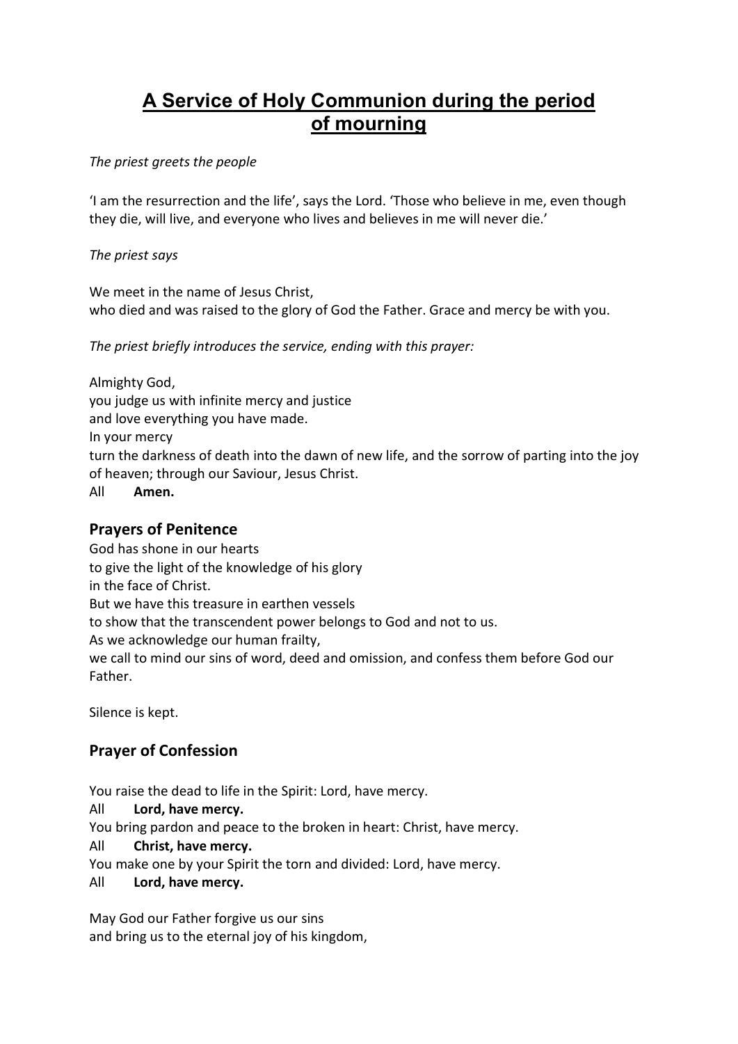# A Service of Holy Communion during the period of mourning

*The priest greets the people*

'I am the resurrection and the life', says the Lord. 'Those who believe in me, even though they die, will live, and everyone who lives and believes in me will never die.'

*The priest says*

We meet in the name of Jesus Christ,
who died and was raised to the glory of God the Father. Grace and mercy be with you.

*The priest briefly introduces the service, ending with this prayer:*

Almighty God,
you judge us with infinite mercy and justice
and love everything you have made.
In your mercy
turn the darkness of death into the dawn of new life, and the sorrow of parting into the joy of heaven; through our Saviour, Jesus Christ.
All **Amen.**

## Prayers of Penitence

God has shone in our hearts
to give the light of the knowledge of his glory
in the face of Christ.
But we have this treasure in earthen vessels
to show that the transcendent power belongs to God and not to us.
As we acknowledge our human frailty,
we call to mind our sins of word, deed and omission, and confess them before God our Father.

Silence is kept.

## Prayer of Confession

You raise the dead to life in the Spirit: Lord, have mercy.
All **Lord, have mercy.**
You bring pardon and peace to the broken in heart: Christ, have mercy.
All **Christ, have mercy.**
You make one by your Spirit the torn and divided: Lord, have mercy.
All **Lord, have mercy.**

May God our Father forgive us our sins
and bring us to the eternal joy of his kingdom,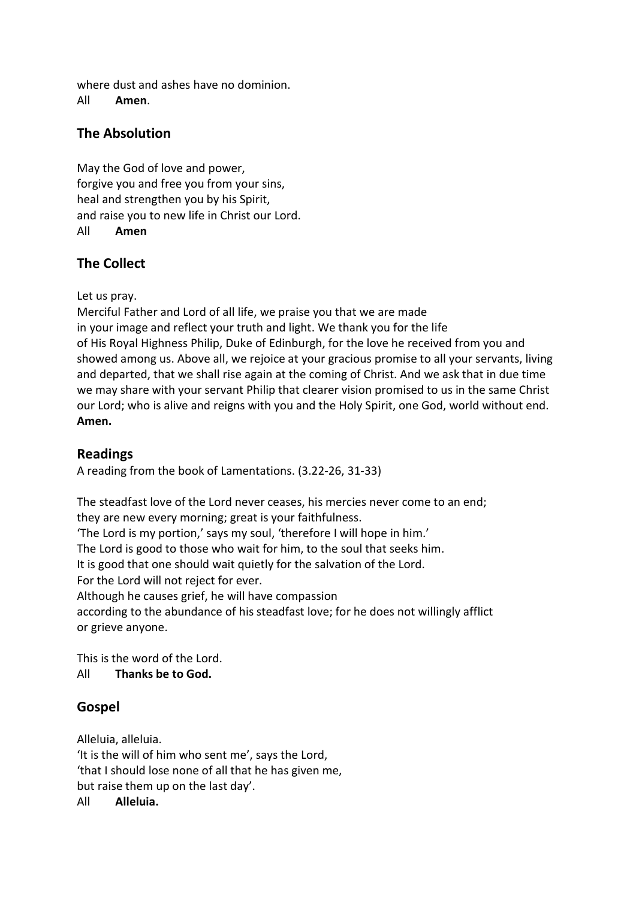where dust and ashes have no dominion.
All **Amen**.

## The Absolution

May the God of love and power,
forgive you and free you from your sins,
heal and strengthen you by his Spirit,
and raise you to new life in Christ our Lord.
All **Amen**

## The Collect

Let us pray.
Merciful Father and Lord of all life, we praise you that we are made in your image and reflect your truth and light. We thank you for the life of His Royal Highness Philip, Duke of Edinburgh, for the love he received from you and showed among us. Above all, we rejoice at your gracious promise to all your servants, living and departed, that we shall rise again at the coming of Christ. And we ask that in due time we may share with your servant Philip that clearer vision promised to us in the same Christ our Lord; who is alive and reigns with you and the Holy Spirit, one God, world without end.
**Amen.**

## Readings

A reading from the book of Lamentations. (3.22-26, 31-33)

The steadfast love of the Lord never ceases, his mercies never come to an end;
they are new every morning; great is your faithfulness.
'The Lord is my portion,' says my soul, 'therefore I will hope in him.'
The Lord is good to those who wait for him, to the soul that seeks him.
It is good that one should wait quietly for the salvation of the Lord.
For the Lord will not reject for ever.
Although he causes grief, he will have compassion
according to the abundance of his steadfast love; for he does not willingly afflict or grieve anyone.

This is the word of the Lord.
All **Thanks be to God.**

## Gospel

Alleluia, alleluia.
'It is the will of him who sent me', says the Lord,
'that I should lose none of all that he has given me,
but raise them up on the last day'.
All **Alleluia.**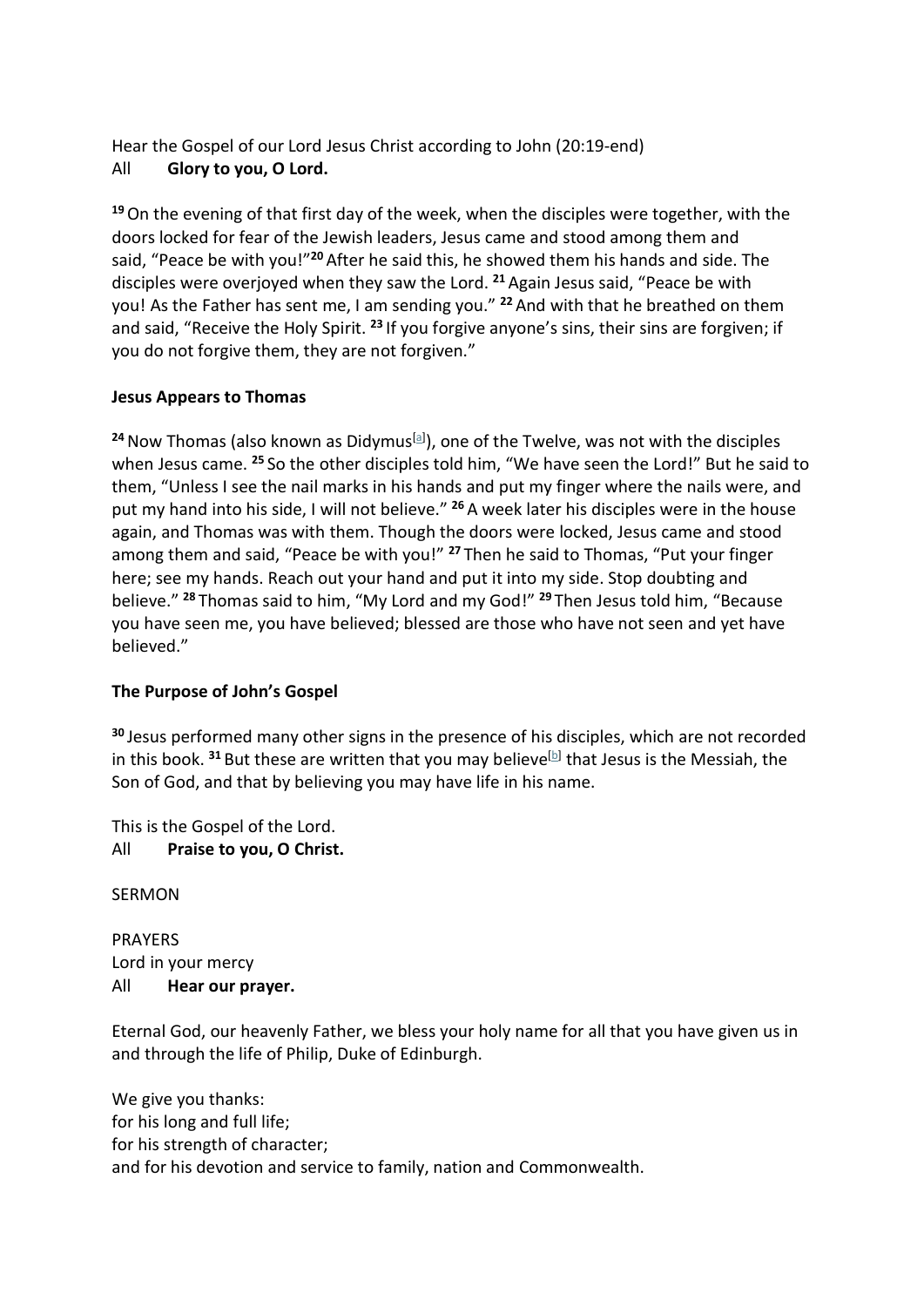Hear the Gospel of our Lord Jesus Christ according to John (20:19-end)

All **Glory to you, O Lord.**

**19** On the evening of that first day of the week, when the disciples were together, with the doors locked for fear of the Jewish leaders, Jesus came and stood among them and said, "Peace be with you!"**20** After he said this, he showed them his hands and side. The disciples were overjoyed when they saw the Lord. **21** Again Jesus said, "Peace be with you! As the Father has sent me, I am sending you." **22** And with that he breathed on them and said, "Receive the Holy Spirit. **23** If you forgive anyone's sins, their sins are forgiven; if you do not forgive them, they are not forgiven."

**Jesus Appears to Thomas**

**24** Now Thomas (also known as Didymus[a]), one of the Twelve, was not with the disciples when Jesus came. **25** So the other disciples told him, "We have seen the Lord!" But he said to them, "Unless I see the nail marks in his hands and put my finger where the nails were, and put my hand into his side, I will not believe." **26** A week later his disciples were in the house again, and Thomas was with them. Though the doors were locked, Jesus came and stood among them and said, "Peace be with you!" **27** Then he said to Thomas, "Put your finger here; see my hands. Reach out your hand and put it into my side. Stop doubting and believe." **28** Thomas said to him, "My Lord and my God!" **29** Then Jesus told him, "Because you have seen me, you have believed; blessed are those who have not seen and yet have believed."

**The Purpose of John's Gospel**

**30** Jesus performed many other signs in the presence of his disciples, which are not recorded in this book. **31** But these are written that you may believe[b] that Jesus is the Messiah, the Son of God, and that by believing you may have life in his name.

This is the Gospel of the Lord.

All **Praise to you, O Christ.**

SERMON

PRAYERS

Lord in your mercy

All **Hear our prayer.**

Eternal God, our heavenly Father, we bless your holy name for all that you have given us in and through the life of Philip, Duke of Edinburgh.

We give you thanks:  
for his long and full life;  
for his strength of character;  
and for his devotion and service to family, nation and Commonwealth.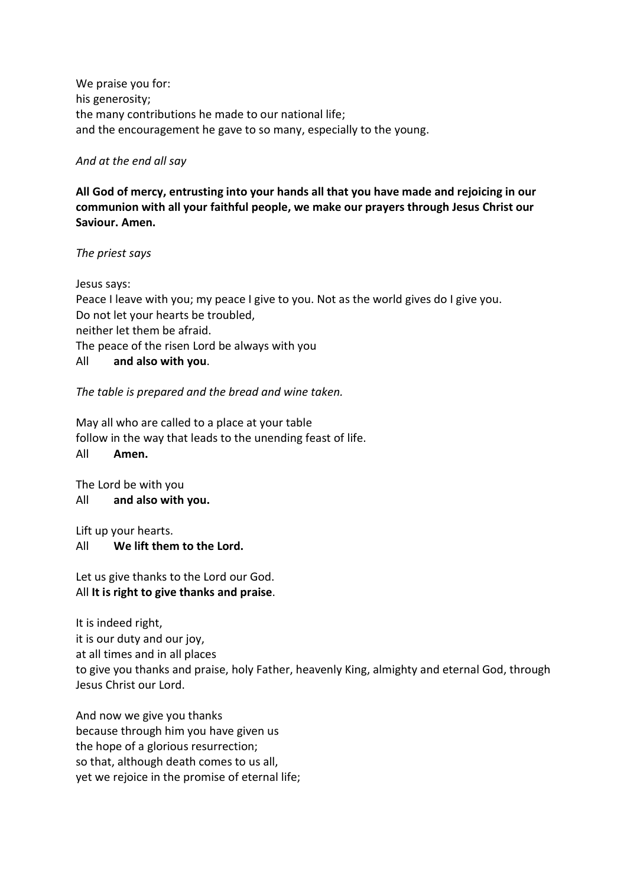We praise you for:
his generosity;
the many contributions he made to our national life;
and the encouragement he gave to so many, especially to the young.

*And at the end all say*

**All God of mercy, entrusting into your hands all that you have made and rejoicing in our communion with all your faithful people, we make our prayers through Jesus Christ our Saviour. Amen.**

*The priest says*

Jesus says:
Peace I leave with you; my peace I give to you. Not as the world gives do I give you.
Do not let your hearts be troubled,
neither let them be afraid.
The peace of the risen Lord be always with you
All **and also with you**.

*The table is prepared and the bread and wine taken.*

May all who are called to a place at your table
follow in the way that leads to the unending feast of life.
All **Amen.**

The Lord be with you
All **and also with you.**

Lift up your hearts.
All **We lift them to the Lord.**

Let us give thanks to the Lord our God.
All **It is right to give thanks and praise**.

It is indeed right,
it is our duty and our joy,
at all times and in all places
to give you thanks and praise, holy Father, heavenly King, almighty and eternal God, through Jesus Christ our Lord.

And now we give you thanks
because through him you have given us
the hope of a glorious resurrection;
so that, although death comes to us all,
yet we rejoice in the promise of eternal life;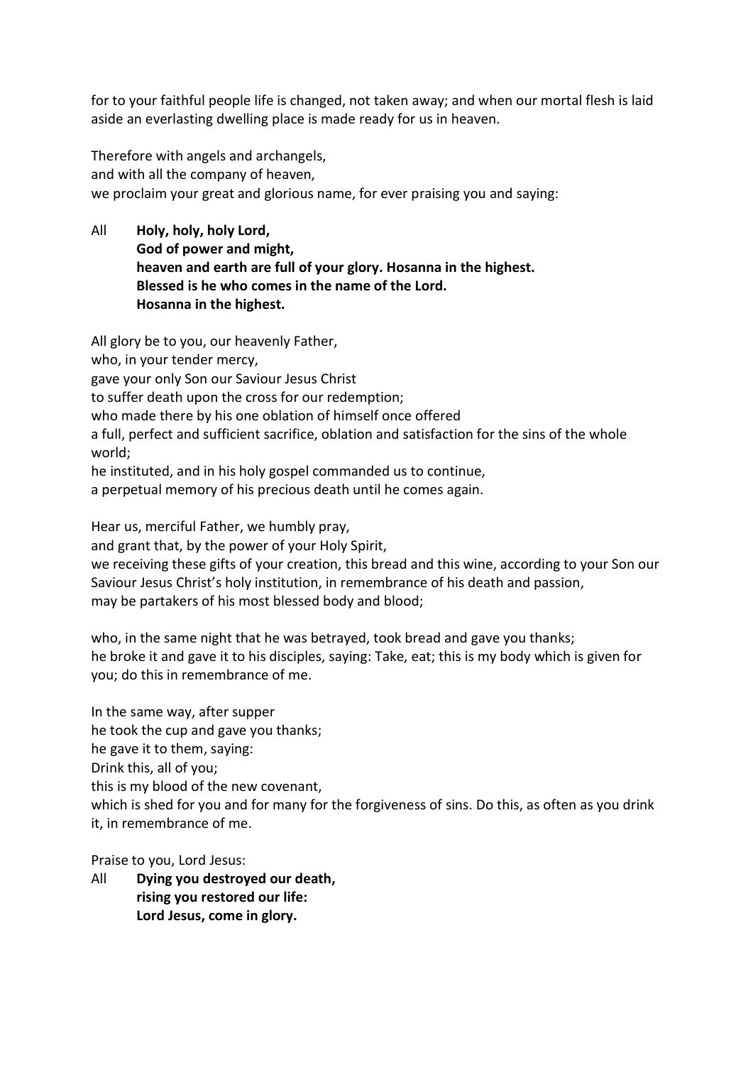for to your faithful people life is changed, not taken away; and when our mortal flesh is laid aside an everlasting dwelling place is made ready for us in heaven.

Therefore with angels and archangels,
and with all the company of heaven,
we proclaim your great and glorious name, for ever praising you and saying:

All **Holy, holy, holy Lord,**
**God of power and might,**
**heaven and earth are full of your glory. Hosanna in the highest.**
**Blessed is he who comes in the name of the Lord.**
**Hosanna in the highest.**

All glory be to you, our heavenly Father,
who, in your tender mercy,
gave your only Son our Saviour Jesus Christ
to suffer death upon the cross for our redemption;
who made there by his one oblation of himself once offered
a full, perfect and sufficient sacrifice, oblation and satisfaction for the sins of the whole world;
he instituted, and in his holy gospel commanded us to continue,
a perpetual memory of his precious death until he comes again.

Hear us, merciful Father, we humbly pray,
and grant that, by the power of your Holy Spirit,
we receiving these gifts of your creation, this bread and this wine, according to your Son our Saviour Jesus Christ's holy institution, in remembrance of his death and passion,
may be partakers of his most blessed body and blood;

who, in the same night that he was betrayed, took bread and gave you thanks;
he broke it and gave it to his disciples, saying: Take, eat; this is my body which is given for you; do this in remembrance of me.

In the same way, after supper
he took the cup and gave you thanks;
he gave it to them, saying:
Drink this, all of you;
this is my blood of the new covenant,
which is shed for you and for many for the forgiveness of sins. Do this, as often as you drink it, in remembrance of me.

Praise to you, Lord Jesus:
All **Dying you destroyed our death,**
**rising you restored our life:**
**Lord Jesus, come in glory.**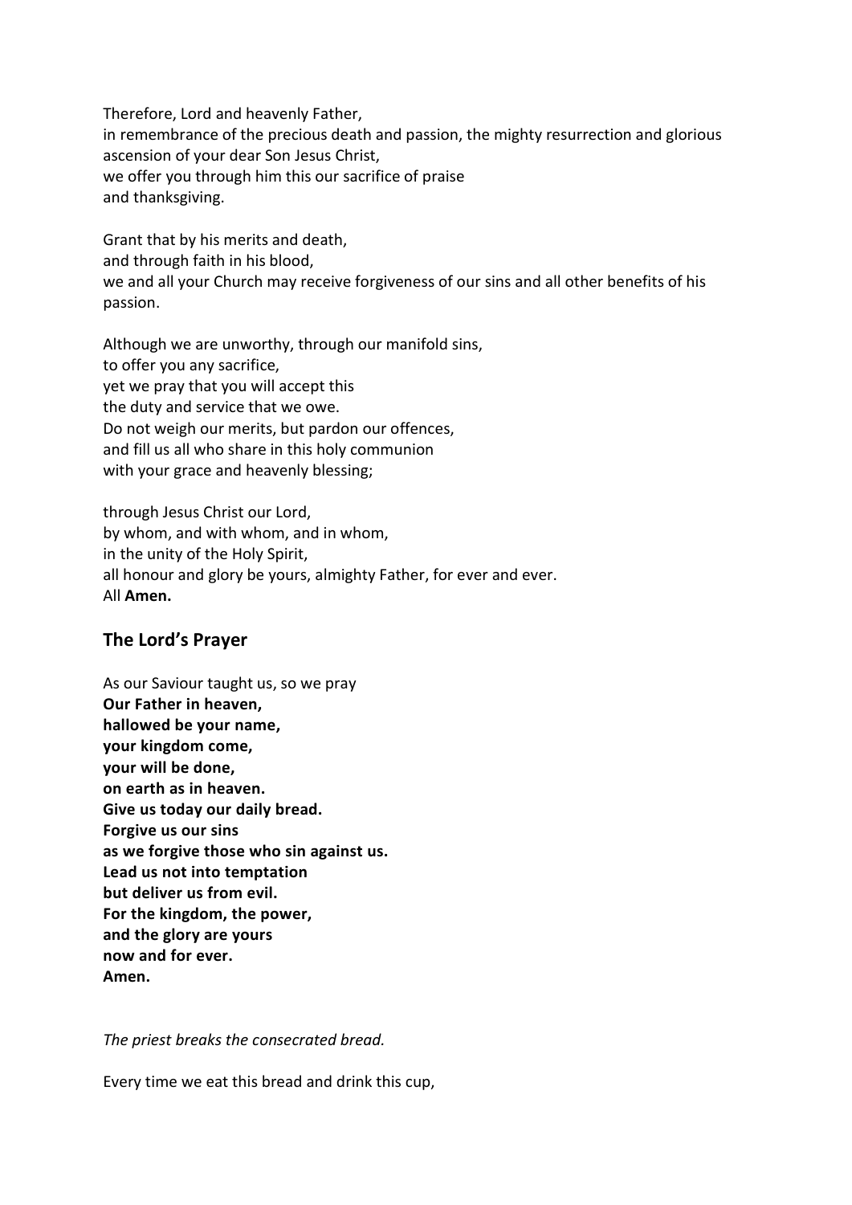Therefore, Lord and heavenly Father,
in remembrance of the precious death and passion, the mighty resurrection and glorious ascension of your dear Son Jesus Christ,
we offer you through him this our sacrifice of praise
and thanksgiving.

Grant that by his merits and death,
and through faith in his blood,
we and all your Church may receive forgiveness of our sins and all other benefits of his passion.

Although we are unworthy, through our manifold sins,
to offer you any sacrifice,
yet we pray that you will accept this
the duty and service that we owe.
Do not weigh our merits, but pardon our offences,
and fill us all who share in this holy communion
with your grace and heavenly blessing;

through Jesus Christ our Lord,
by whom, and with whom, and in whom,
in the unity of the Holy Spirit,
all honour and glory be yours, almighty Father, for ever and ever.
All **Amen.**

## The Lord's Prayer

As our Saviour taught us, so we pray
**Our Father in heaven,**
**hallowed be your name,**
**your kingdom come,**
**your will be done,**
**on earth as in heaven.**
**Give us today our daily bread.**
**Forgive us our sins**
**as we forgive those who sin against us.**
**Lead us not into temptation**
**but deliver us from evil.**
**For the kingdom, the power,**
**and the glory are yours**
**now and for ever.**
**Amen.**

*The priest breaks the consecrated bread.*

Every time we eat this bread and drink this cup,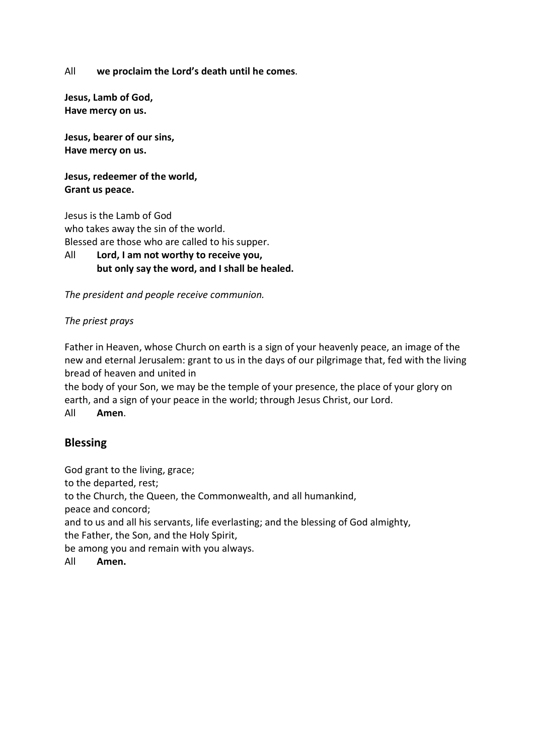All **we proclaim the Lord's death until he comes**.

**Jesus, Lamb of God,**
**Have mercy on us.**

**Jesus, bearer of our sins,**
**Have mercy on us.**

**Jesus, redeemer of the world,**
**Grant us peace.**

Jesus is the Lamb of God
who takes away the sin of the world.
Blessed are those who are called to his supper.
All **Lord, I am not worthy to receive you,**
**but only say the word, and I shall be healed.**

*The president and people receive communion.*

*The priest prays*

Father in Heaven, whose Church on earth is a sign of your heavenly peace, an image of the new and eternal Jerusalem: grant to us in the days of our pilgrimage that, fed with the living bread of heaven and united in
the body of your Son, we may be the temple of your presence, the place of your glory on earth, and a sign of your peace in the world; through Jesus Christ, our Lord.
All **Amen**.

## Blessing

God grant to the living, grace;
to the departed, rest;
to the Church, the Queen, the Commonwealth, and all humankind,
peace and concord;
and to us and all his servants, life everlasting; and the blessing of God almighty,
the Father, the Son, and the Holy Spirit,
be among you and remain with you always.
All **Amen.**